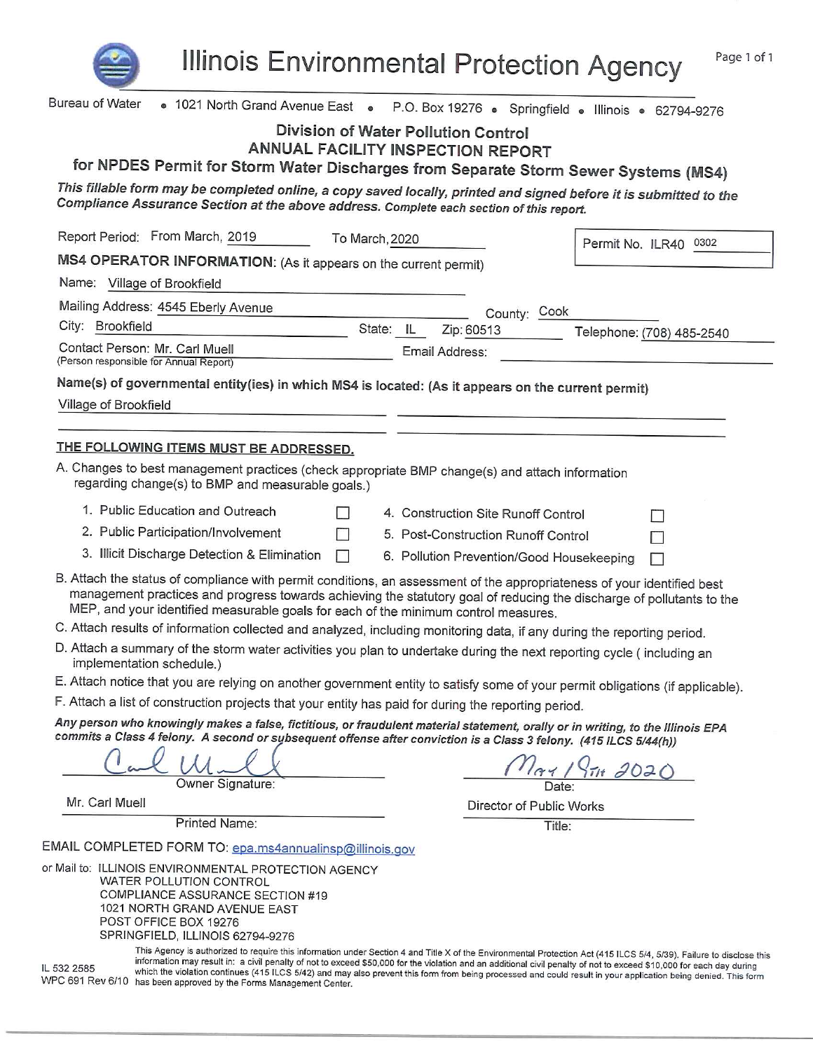# Illinois Environmental Protection Agency

Bureau of Water • 1021 North Grand Avenue East • P.O. Box 19276 • Springfield • Illinois • 62794-9276

## Division of Water Pollution Control
## ANNUAL FACILITY INSPECTION REPORT
## for NPDES Permit for Storm Water Discharges from Separate Storm Sewer Systems (MS4)

***This fillable form may be completed online, a copy saved locally, printed and signed before it is submitted to the Compliance Assurance Section at the above address. Complete each section of this report.***

Report Period: From March, 2019 To March, 2020

Permit No. ILR40 0302

**MS4 OPERATOR INFORMATION:** (As it appears on the current permit)

Name: Village of Brookfield

Mailing Address: 4545 Eberly Avenue County: Cook

City: Brookfield State: IL Zip: 60513 Telephone: (708) 485-2540

Contact Person: Mr. Carl Muell Email Address:
(Person responsible for Annual Report)

**Name(s) of governmental entity(ies) in which MS4 is located: (As it appears on the current permit)**

Village of Brookfield

**THE FOLLOWING ITEMS MUST BE ADDRESSED.**

A. Changes to best management practices (check appropriate BMP change(s) and attach information regarding change(s) to BMP and measurable goals.)

| | | | |
|---|---|---|---|
| 1. Public Education and Outreach | ☐ | 4. Construction Site Runoff Control | ☐ |
| 2. Public Participation/Involvement | ☐ | 5. Post-Construction Runoff Control | ☐ |
| 3. Illicit Discharge Detection & Elimination | ☐ | 6. Pollution Prevention/Good Housekeeping | ☐ |

B. Attach the status of compliance with permit conditions, an assessment of the appropriateness of your identified best management practices and progress towards achieving the statutory goal of reducing the discharge of pollutants to the MEP, and your identified measurable goals for each of the minimum control measures.

C. Attach results of information collected and analyzed, including monitoring data, if any during the reporting period.

D. Attach a summary of the storm water activities you plan to undertake during the next reporting cycle ( including an implementation schedule.)

E. Attach notice that you are relying on another government entity to satisfy some of your permit obligations (if applicable).

F. Attach a list of construction projects that your entity has paid for during the reporting period.

***Any person who knowingly makes a false, fictitious, or fraudulent material statement, orally or in writing, to the Illinois EPA commits a Class 4 felony. A second or subsequent offense after conviction is a Class 3 felony. (415 ILCS 5/44(h))***

[Signature] May 19th 2020
Owner Signature: Date:

Mr. Carl Muell Director of Public Works
Printed Name: Title:

EMAIL COMPLETED FORM TO: epa.ms4annualinsp@illinois.gov

or Mail to: ILLINOIS ENVIRONMENTAL PROTECTION AGENCY
WATER POLLUTION CONTROL
COMPLIANCE ASSURANCE SECTION #19
1021 NORTH GRAND AVENUE EAST
POST OFFICE BOX 19276
SPRINGFIELD, ILLINOIS 62794-9276

IL 532 2585
WPC 691 Rev 6/10

This Agency is authorized to require this information under Section 4 and Title X of the Environmental Protection Act (415 ILCS 5/4, 5/39). Failure to disclose this information may result in: a civil penalty of not to exceed $50,000 for the violation and an additional civil penalty of not to exceed $10,000 for each day during which the violation continues (415 ILCS 5/42) and may also prevent this form from being processed and could result in your application being denied. This form has been approved by the Forms Management Center.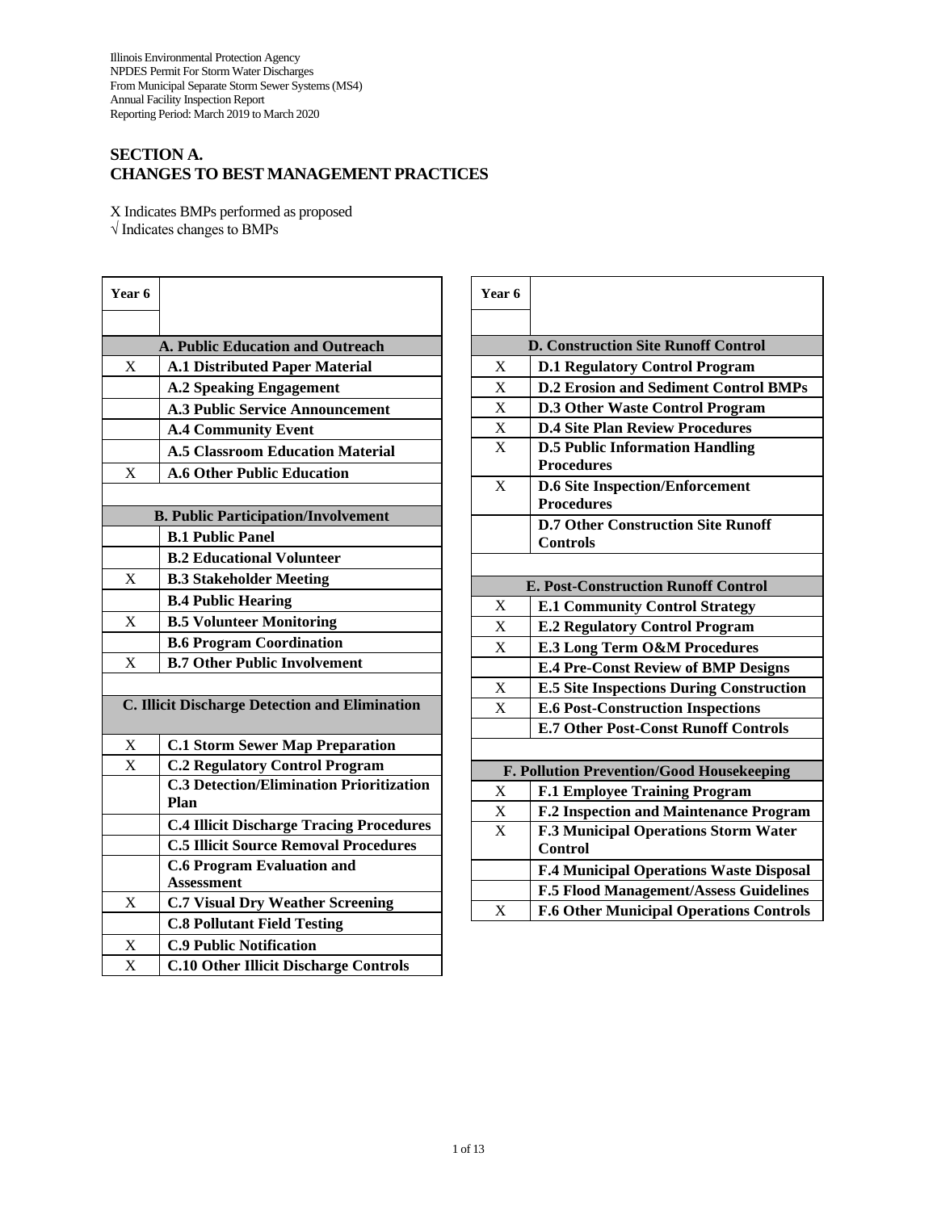Illinois Environmental Protection Agency
NPDES Permit For Storm Water Discharges
From Municipal Separate Storm Sewer Systems (MS4)
Annual Facility Inspection Report
Reporting Period: March 2019 to March 2020

## SECTION A.
## CHANGES TO BEST MANAGEMENT PRACTICES

X Indicates BMPs performed as proposed
√ Indicates changes to BMPs

| Year 6 | |
|---|---|
| | **A. Public Education and Outreach** |
| X | **A.1 Distributed Paper Material** |
| | **A.2 Speaking Engagement** |
| | **A.3 Public Service Announcement** |
| | **A.4 Community Event** |
| | **A.5 Classroom Education Material** |
| X | **A.6 Other Public Education** |
| | |
| | **B. Public Participation/Involvement** |
| | **B.1 Public Panel** |
| | **B.2 Educational Volunteer** |
| X | **B.3 Stakeholder Meeting** |
| | **B.4 Public Hearing** |
| X | **B.5 Volunteer Monitoring** |
| | **B.6 Program Coordination** |
| X | **B.7 Other Public Involvement** |
| | |
| | **C. Illicit Discharge Detection and Elimination** |
| X | **C.1 Storm Sewer Map Preparation** |
| X | **C.2 Regulatory Control Program** |
| | **C.3 Detection/Elimination Prioritization Plan** |
| | **C.4 Illicit Discharge Tracing Procedures** |
| | **C.5 Illicit Source Removal Procedures** |
| | **C.6 Program Evaluation and Assessment** |
| X | **C.7 Visual Dry Weather Screening** |
| | **C.8 Pollutant Field Testing** |
| X | **C.9 Public Notification** |
| X | **C.10 Other Illicit Discharge Controls** |

| Year 6 | |
|---|---|
| | **D. Construction Site Runoff Control** |
| X | **D.1 Regulatory Control Program** |
| X | **D.2 Erosion and Sediment Control BMPs** |
| X | **D.3 Other Waste Control Program** |
| X | **D.4 Site Plan Review Procedures** |
| X | **D.5 Public Information Handling Procedures** |
| X | **D.6 Site Inspection/Enforcement Procedures** |
| | **D.7 Other Construction Site Runoff Controls** |
| | |
| | **E. Post-Construction Runoff Control** |
| X | **E.1 Community Control Strategy** |
| X | **E.2 Regulatory Control Program** |
| X | **E.3 Long Term O&M Procedures** |
| | **E.4 Pre-Const Review of BMP Designs** |
| X | **E.5 Site Inspections During Construction** |
| X | **E.6 Post-Construction Inspections** |
| | **E.7 Other Post-Const Runoff Controls** |
| | |
| | **F. Pollution Prevention/Good Housekeeping** |
| X | **F.1 Employee Training Program** |
| X | **F.2 Inspection and Maintenance Program** |
| X | **F.3 Municipal Operations Storm Water Control** |
| | **F.4 Municipal Operations Waste Disposal** |
| | **F.5 Flood Management/Assess Guidelines** |
| X | **F.6 Other Municipal Operations Controls** |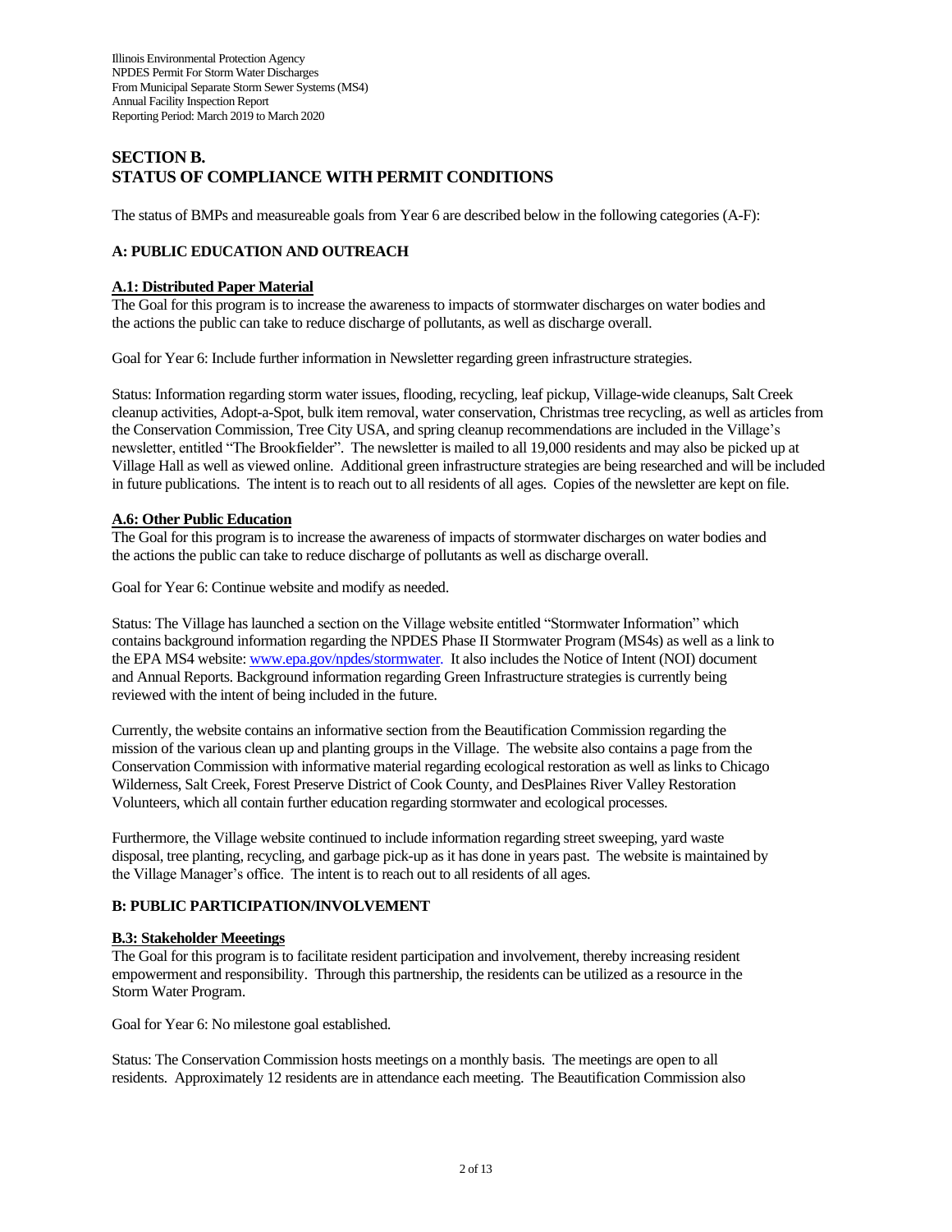# SECTION B.
# STATUS OF COMPLIANCE WITH PERMIT CONDITIONS

The status of BMPs and measureable goals from Year 6 are described below in the following categories (A-F):

## A: PUBLIC EDUCATION AND OUTREACH

### A.1: Distributed Paper Material

The Goal for this program is to increase the awareness to impacts of stormwater discharges on water bodies and the actions the public can take to reduce discharge of pollutants, as well as discharge overall.

Goal for Year 6: Include further information in Newsletter regarding green infrastructure strategies.

Status: Information regarding storm water issues, flooding, recycling, leaf pickup, Village-wide cleanups, Salt Creek cleanup activities, Adopt-a-Spot, bulk item removal, water conservation, Christmas tree recycling, as well as articles from the Conservation Commission, Tree City USA, and spring cleanup recommendations are included in the Village's newsletter, entitled "The Brookfielder". The newsletter is mailed to all 19,000 residents and may also be picked up at Village Hall as well as viewed online. Additional green infrastructure strategies are being researched and will be included in future publications. The intent is to reach out to all residents of all ages. Copies of the newsletter are kept on file.

### A.6: Other Public Education

The Goal for this program is to increase the awareness of impacts of stormwater discharges on water bodies and the actions the public can take to reduce discharge of pollutants as well as discharge overall.

Goal for Year 6: Continue website and modify as needed.

Status: The Village has launched a section on the Village website entitled "Stormwater Information" which contains background information regarding the NPDES Phase II Stormwater Program (MS4s) as well as a link to the EPA MS4 website: www.epa.gov/npdes/stormwater. It also includes the Notice of Intent (NOI) document and Annual Reports. Background information regarding Green Infrastructure strategies is currently being reviewed with the intent of being included in the future.

Currently, the website contains an informative section from the Beautification Commission regarding the mission of the various clean up and planting groups in the Village. The website also contains a page from the Conservation Commission with informative material regarding ecological restoration as well as links to Chicago Wilderness, Salt Creek, Forest Preserve District of Cook County, and DesPlaines River Valley Restoration Volunteers, which all contain further education regarding stormwater and ecological processes.

Furthermore, the Village website continued to include information regarding street sweeping, yard waste disposal, tree planting, recycling, and garbage pick-up as it has done in years past. The website is maintained by the Village Manager's office. The intent is to reach out to all residents of all ages.

## B: PUBLIC PARTICIPATION/INVOLVEMENT

### B.3: Stakeholder Meeetings

The Goal for this program is to facilitate resident participation and involvement, thereby increasing resident empowerment and responsibility. Through this partnership, the residents can be utilized as a resource in the Storm Water Program.

Goal for Year 6: No milestone goal established.

Status: The Conservation Commission hosts meetings on a monthly basis. The meetings are open to all residents. Approximately 12 residents are in attendance each meeting. The Beautification Commission also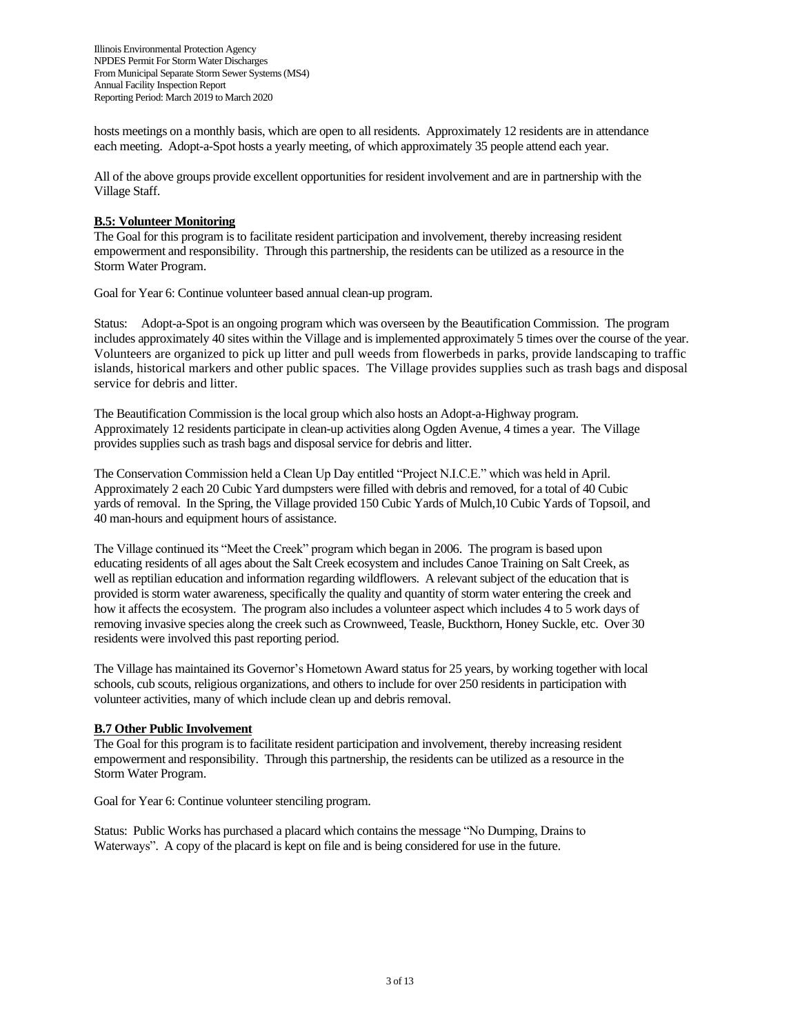hosts meetings on a monthly basis, which are open to all residents. Approximately 12 residents are in attendance each meeting. Adopt-a-Spot hosts a yearly meeting, of which approximately 35 people attend each year.

All of the above groups provide excellent opportunities for resident involvement and are in partnership with the Village Staff.

**B.5: Volunteer Monitoring**

The Goal for this program is to facilitate resident participation and involvement, thereby increasing resident empowerment and responsibility. Through this partnership, the residents can be utilized as a resource in the Storm Water Program.

Goal for Year 6: Continue volunteer based annual clean-up program.

Status: Adopt-a-Spot is an ongoing program which was overseen by the Beautification Commission. The program includes approximately 40 sites within the Village and is implemented approximately 5 times over the course of the year. Volunteers are organized to pick up litter and pull weeds from flowerbeds in parks, provide landscaping to traffic islands, historical markers and other public spaces. The Village provides supplies such as trash bags and disposal service for debris and litter.

The Beautification Commission is the local group which also hosts an Adopt-a-Highway program. Approximately 12 residents participate in clean-up activities along Ogden Avenue, 4 times a year. The Village provides supplies such as trash bags and disposal service for debris and litter.

The Conservation Commission held a Clean Up Day entitled "Project N.I.C.E." which was held in April. Approximately 2 each 20 Cubic Yard dumpsters were filled with debris and removed, for a total of 40 Cubic yards of removal. In the Spring, the Village provided 150 Cubic Yards of Mulch,10 Cubic Yards of Topsoil, and 40 man-hours and equipment hours of assistance.

The Village continued its "Meet the Creek" program which began in 2006. The program is based upon educating residents of all ages about the Salt Creek ecosystem and includes Canoe Training on Salt Creek, as well as reptilian education and information regarding wildflowers. A relevant subject of the education that is provided is storm water awareness, specifically the quality and quantity of storm water entering the creek and how it affects the ecosystem. The program also includes a volunteer aspect which includes 4 to 5 work days of removing invasive species along the creek such as Crownweed, Teasle, Buckthorn, Honey Suckle, etc. Over 30 residents were involved this past reporting period.

The Village has maintained its Governor's Hometown Award status for 25 years, by working together with local schools, cub scouts, religious organizations, and others to include for over 250 residents in participation with volunteer activities, many of which include clean up and debris removal.

**B.7 Other Public Involvement**

The Goal for this program is to facilitate resident participation and involvement, thereby increasing resident empowerment and responsibility. Through this partnership, the residents can be utilized as a resource in the Storm Water Program.

Goal for Year 6: Continue volunteer stenciling program.

Status: Public Works has purchased a placard which contains the message "No Dumping, Drains to Waterways". A copy of the placard is kept on file and is being considered for use in the future.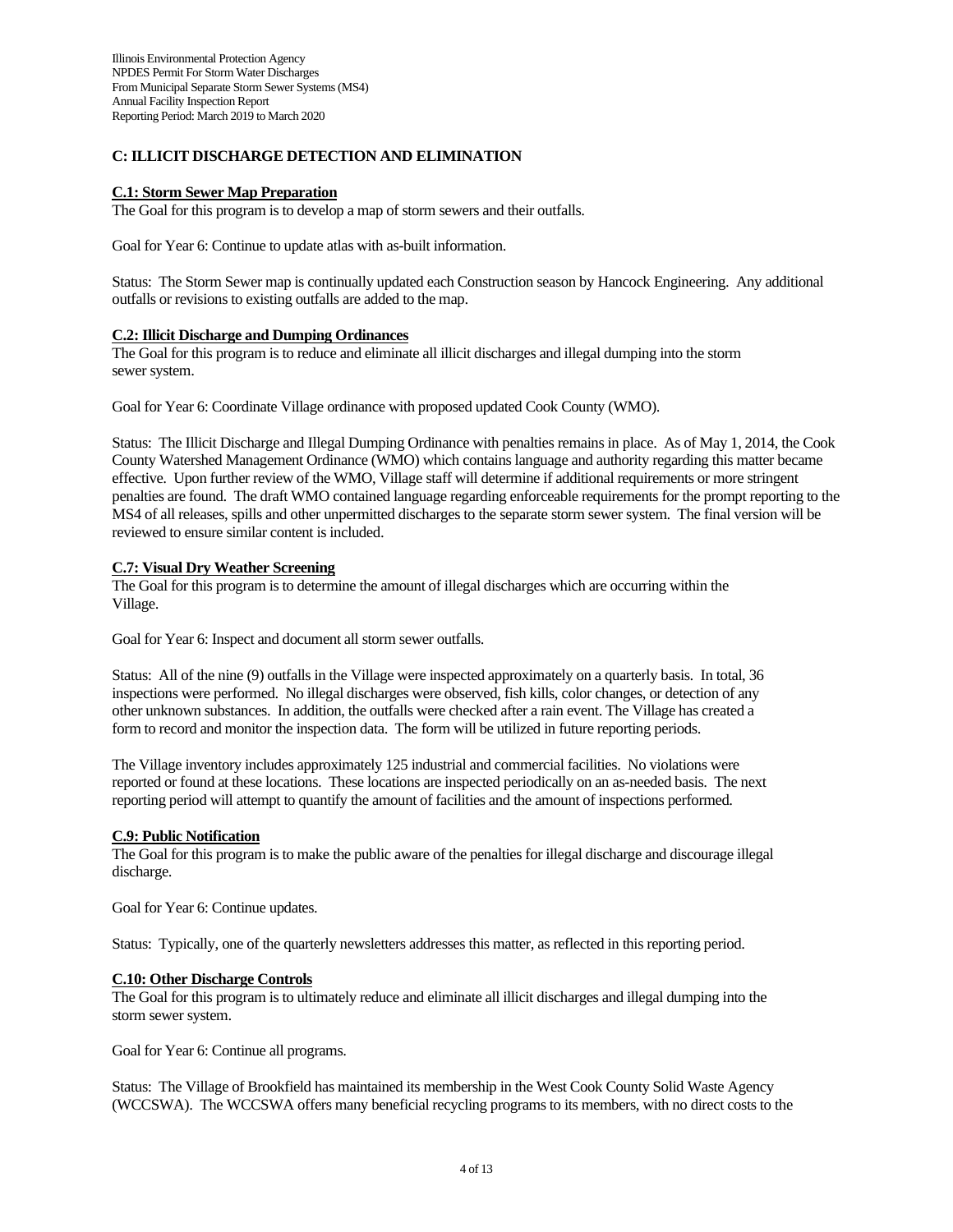## C: ILLICIT DISCHARGE DETECTION AND ELIMINATION

### C.1: Storm Sewer Map Preparation

The Goal for this program is to develop a map of storm sewers and their outfalls.

Goal for Year 6: Continue to update atlas with as-built information.

Status: The Storm Sewer map is continually updated each Construction season by Hancock Engineering. Any additional outfalls or revisions to existing outfalls are added to the map.

### C.2: Illicit Discharge and Dumping Ordinances

The Goal for this program is to reduce and eliminate all illicit discharges and illegal dumping into the storm sewer system.

Goal for Year 6: Coordinate Village ordinance with proposed updated Cook County (WMO).

Status: The Illicit Discharge and Illegal Dumping Ordinance with penalties remains in place. As of May 1, 2014, the Cook County Watershed Management Ordinance (WMO) which contains language and authority regarding this matter became effective. Upon further review of the WMO, Village staff will determine if additional requirements or more stringent penalties are found. The draft WMO contained language regarding enforceable requirements for the prompt reporting to the MS4 of all releases, spills and other unpermitted discharges to the separate storm sewer system. The final version will be reviewed to ensure similar content is included.

### C.7: Visual Dry Weather Screening

The Goal for this program is to determine the amount of illegal discharges which are occurring within the Village.

Goal for Year 6: Inspect and document all storm sewer outfalls.

Status: All of the nine (9) outfalls in the Village were inspected approximately on a quarterly basis. In total, 36 inspections were performed. No illegal discharges were observed, fish kills, color changes, or detection of any other unknown substances. In addition, the outfalls were checked after a rain event. The Village has created a form to record and monitor the inspection data. The form will be utilized in future reporting periods.

The Village inventory includes approximately 125 industrial and commercial facilities. No violations were reported or found at these locations. These locations are inspected periodically on an as-needed basis. The next reporting period will attempt to quantify the amount of facilities and the amount of inspections performed.

### C.9: Public Notification

The Goal for this program is to make the public aware of the penalties for illegal discharge and discourage illegal discharge.

Goal for Year 6: Continue updates.

Status: Typically, one of the quarterly newsletters addresses this matter, as reflected in this reporting period.

### C.10: Other Discharge Controls

The Goal for this program is to ultimately reduce and eliminate all illicit discharges and illegal dumping into the storm sewer system.

Goal for Year 6: Continue all programs.

Status: The Village of Brookfield has maintained its membership in the West Cook County Solid Waste Agency (WCCSWA). The WCCSWA offers many beneficial recycling programs to its members, with no direct costs to the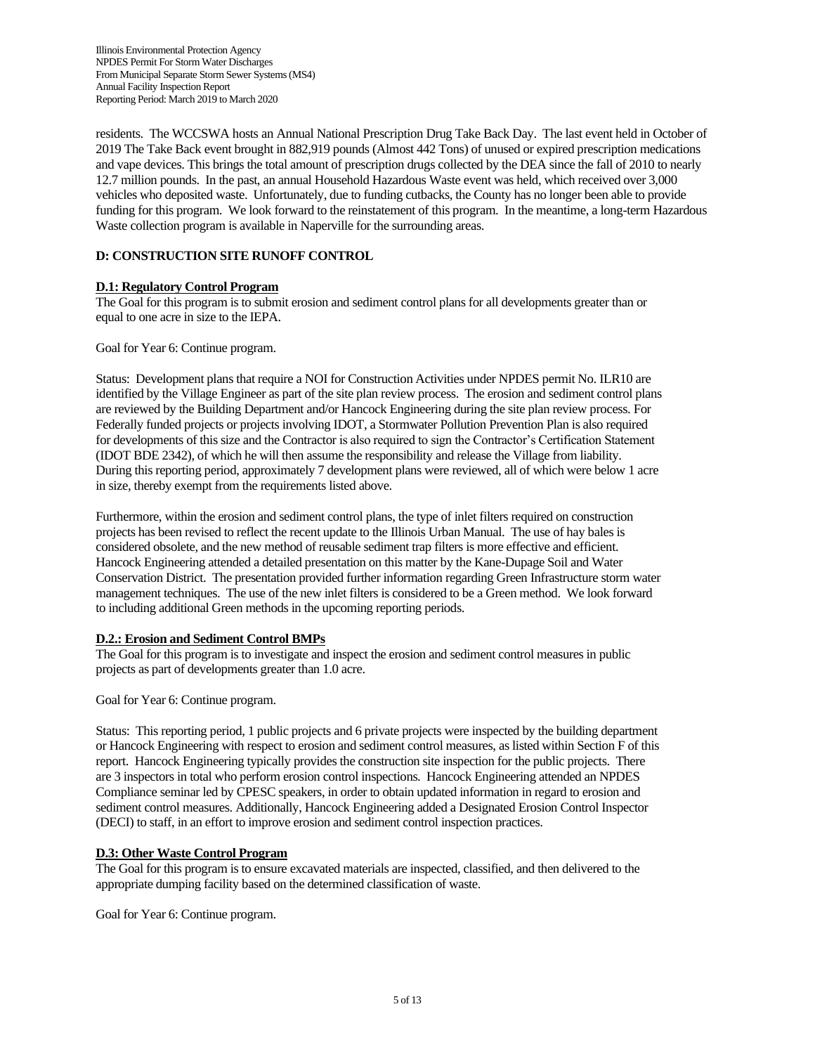residents. The WCCSWA hosts an Annual National Prescription Drug Take Back Day. The last event held in October of 2019 The Take Back event brought in 882,919 pounds (Almost 442 Tons) of unused or expired prescription medications and vape devices. This brings the total amount of prescription drugs collected by the DEA since the fall of 2010 to nearly 12.7 million pounds. In the past, an annual Household Hazardous Waste event was held, which received over 3,000 vehicles who deposited waste. Unfortunately, due to funding cutbacks, the County has no longer been able to provide funding for this program. We look forward to the reinstatement of this program. In the meantime, a long-term Hazardous Waste collection program is available in Naperville for the surrounding areas.

## D: CONSTRUCTION SITE RUNOFF CONTROL

### D.1: Regulatory Control Program

The Goal for this program is to submit erosion and sediment control plans for all developments greater than or equal to one acre in size to the IEPA.

Goal for Year 6: Continue program.

Status: Development plans that require a NOI for Construction Activities under NPDES permit No. ILR10 are identified by the Village Engineer as part of the site plan review process. The erosion and sediment control plans are reviewed by the Building Department and/or Hancock Engineering during the site plan review process. For Federally funded projects or projects involving IDOT, a Stormwater Pollution Prevention Plan is also required for developments of this size and the Contractor is also required to sign the Contractor's Certification Statement (IDOT BDE 2342), of which he will then assume the responsibility and release the Village from liability. During this reporting period, approximately 7 development plans were reviewed, all of which were below 1 acre in size, thereby exempt from the requirements listed above.

Furthermore, within the erosion and sediment control plans, the type of inlet filters required on construction projects has been revised to reflect the recent update to the Illinois Urban Manual. The use of hay bales is considered obsolete, and the new method of reusable sediment trap filters is more effective and efficient. Hancock Engineering attended a detailed presentation on this matter by the Kane-Dupage Soil and Water Conservation District. The presentation provided further information regarding Green Infrastructure storm water management techniques. The use of the new inlet filters is considered to be a Green method. We look forward to including additional Green methods in the upcoming reporting periods.

### D.2.: Erosion and Sediment Control BMPs

The Goal for this program is to investigate and inspect the erosion and sediment control measures in public projects as part of developments greater than 1.0 acre.

Goal for Year 6: Continue program.

Status: This reporting period, 1 public projects and 6 private projects were inspected by the building department or Hancock Engineering with respect to erosion and sediment control measures, as listed within Section F of this report. Hancock Engineering typically provides the construction site inspection for the public projects. There are 3 inspectors in total who perform erosion control inspections. Hancock Engineering attended an NPDES Compliance seminar led by CPESC speakers, in order to obtain updated information in regard to erosion and sediment control measures. Additionally, Hancock Engineering added a Designated Erosion Control Inspector (DECI) to staff, in an effort to improve erosion and sediment control inspection practices.

### D.3: Other Waste Control Program

The Goal for this program is to ensure excavated materials are inspected, classified, and then delivered to the appropriate dumping facility based on the determined classification of waste.

Goal for Year 6: Continue program.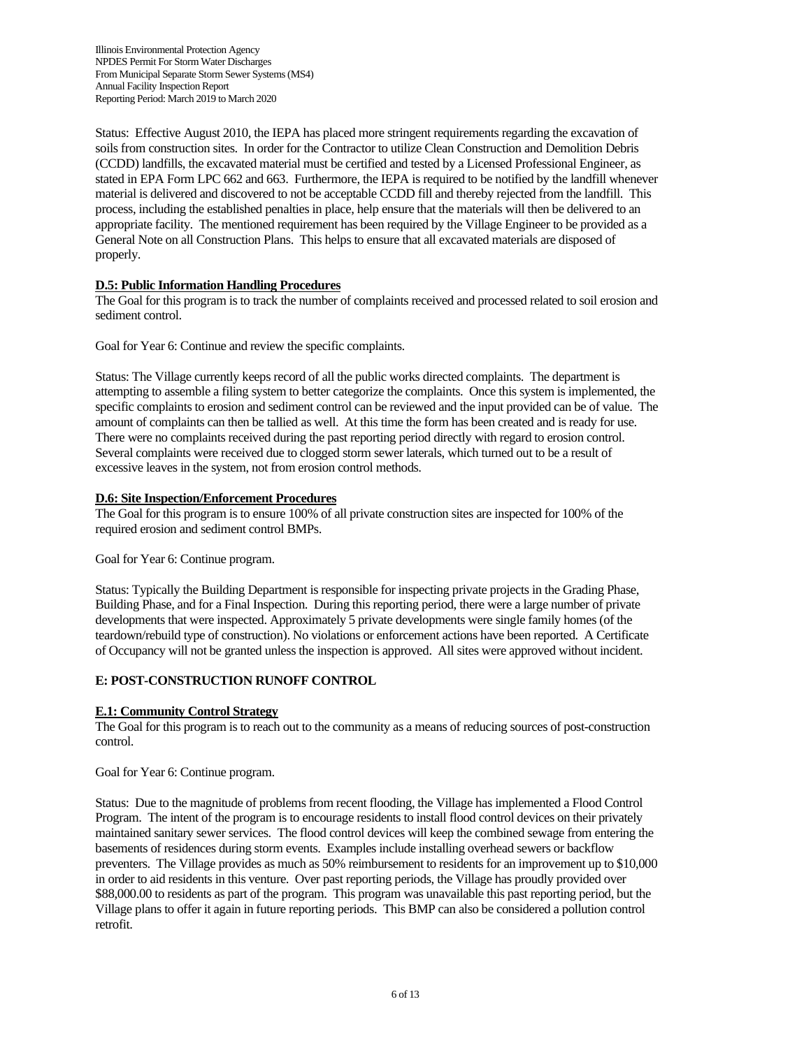Status: Effective August 2010, the IEPA has placed more stringent requirements regarding the excavation of soils from construction sites. In order for the Contractor to utilize Clean Construction and Demolition Debris (CCDD) landfills, the excavated material must be certified and tested by a Licensed Professional Engineer, as stated in EPA Form LPC 662 and 663. Furthermore, the IEPA is required to be notified by the landfill whenever material is delivered and discovered to not be acceptable CCDD fill and thereby rejected from the landfill. This process, including the established penalties in place, help ensure that the materials will then be delivered to an appropriate facility. The mentioned requirement has been required by the Village Engineer to be provided as a General Note on all Construction Plans. This helps to ensure that all excavated materials are disposed of properly.

### D.5: Public Information Handling Procedures

The Goal for this program is to track the number of complaints received and processed related to soil erosion and sediment control.

Goal for Year 6: Continue and review the specific complaints.

Status: The Village currently keeps record of all the public works directed complaints. The department is attempting to assemble a filing system to better categorize the complaints. Once this system is implemented, the specific complaints to erosion and sediment control can be reviewed and the input provided can be of value. The amount of complaints can then be tallied as well. At this time the form has been created and is ready for use. There were no complaints received during the past reporting period directly with regard to erosion control. Several complaints were received due to clogged storm sewer laterals, which turned out to be a result of excessive leaves in the system, not from erosion control methods.

### D.6: Site Inspection/Enforcement Procedures

The Goal for this program is to ensure 100% of all private construction sites are inspected for 100% of the required erosion and sediment control BMPs.

Goal for Year 6: Continue program.

Status: Typically the Building Department is responsible for inspecting private projects in the Grading Phase, Building Phase, and for a Final Inspection. During this reporting period, there were a large number of private developments that were inspected. Approximately 5 private developments were single family homes (of the teardown/rebuild type of construction). No violations or enforcement actions have been reported. A Certificate of Occupancy will not be granted unless the inspection is approved. All sites were approved without incident.

## E: POST-CONSTRUCTION RUNOFF CONTROL

### E.1: Community Control Strategy

The Goal for this program is to reach out to the community as a means of reducing sources of post-construction control.

Goal for Year 6: Continue program.

Status: Due to the magnitude of problems from recent flooding, the Village has implemented a Flood Control Program. The intent of the program is to encourage residents to install flood control devices on their privately maintained sanitary sewer services. The flood control devices will keep the combined sewage from entering the basements of residences during storm events. Examples include installing overhead sewers or backflow preventers. The Village provides as much as 50% reimbursement to residents for an improvement up to $10,000 in order to aid residents in this venture. Over past reporting periods, the Village has proudly provided over $88,000.00 to residents as part of the program. This program was unavailable this past reporting period, but the Village plans to offer it again in future reporting periods. This BMP can also be considered a pollution control retrofit.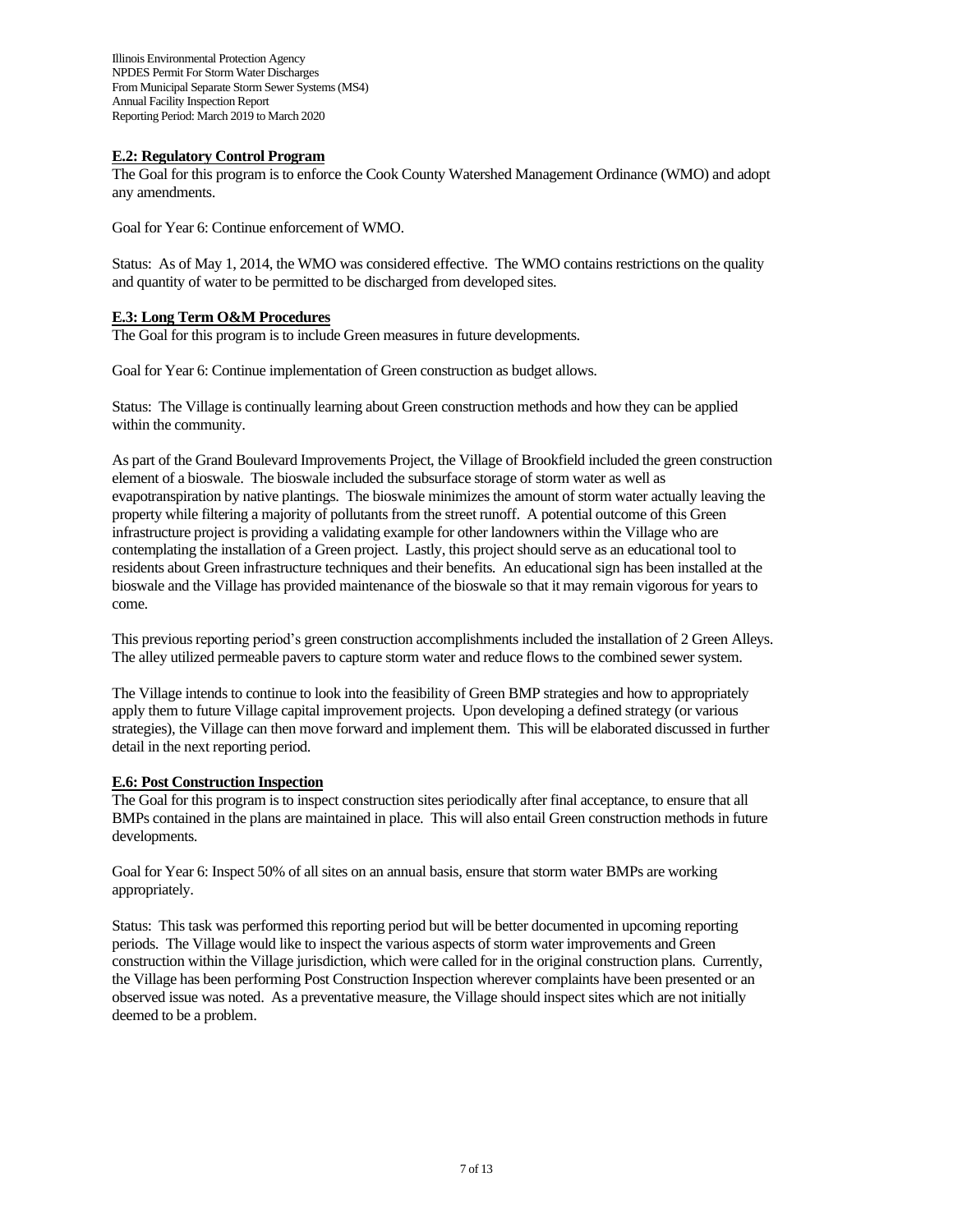### E.2: Regulatory Control Program

The Goal for this program is to enforce the Cook County Watershed Management Ordinance (WMO) and adopt any amendments.

Goal for Year 6: Continue enforcement of WMO.

Status: As of May 1, 2014, the WMO was considered effective. The WMO contains restrictions on the quality and quantity of water to be permitted to be discharged from developed sites.

### E.3: Long Term O&M Procedures

The Goal for this program is to include Green measures in future developments.

Goal for Year 6: Continue implementation of Green construction as budget allows.

Status: The Village is continually learning about Green construction methods and how they can be applied within the community.

As part of the Grand Boulevard Improvements Project, the Village of Brookfield included the green construction element of a bioswale. The bioswale included the subsurface storage of storm water as well as evapotranspiration by native plantings. The bioswale minimizes the amount of storm water actually leaving the property while filtering a majority of pollutants from the street runoff. A potential outcome of this Green infrastructure project is providing a validating example for other landowners within the Village who are contemplating the installation of a Green project. Lastly, this project should serve as an educational tool to residents about Green infrastructure techniques and their benefits. An educational sign has been installed at the bioswale and the Village has provided maintenance of the bioswale so that it may remain vigorous for years to come.

This previous reporting period's green construction accomplishments included the installation of 2 Green Alleys. The alley utilized permeable pavers to capture storm water and reduce flows to the combined sewer system.

The Village intends to continue to look into the feasibility of Green BMP strategies and how to appropriately apply them to future Village capital improvement projects. Upon developing a defined strategy (or various strategies), the Village can then move forward and implement them. This will be elaborated discussed in further detail in the next reporting period.

### E.6: Post Construction Inspection

The Goal for this program is to inspect construction sites periodically after final acceptance, to ensure that all BMPs contained in the plans are maintained in place. This will also entail Green construction methods in future developments.

Goal for Year 6: Inspect 50% of all sites on an annual basis, ensure that storm water BMPs are working appropriately.

Status: This task was performed this reporting period but will be better documented in upcoming reporting periods. The Village would like to inspect the various aspects of storm water improvements and Green construction within the Village jurisdiction, which were called for in the original construction plans. Currently, the Village has been performing Post Construction Inspection wherever complaints have been presented or an observed issue was noted. As a preventative measure, the Village should inspect sites which are not initially deemed to be a problem.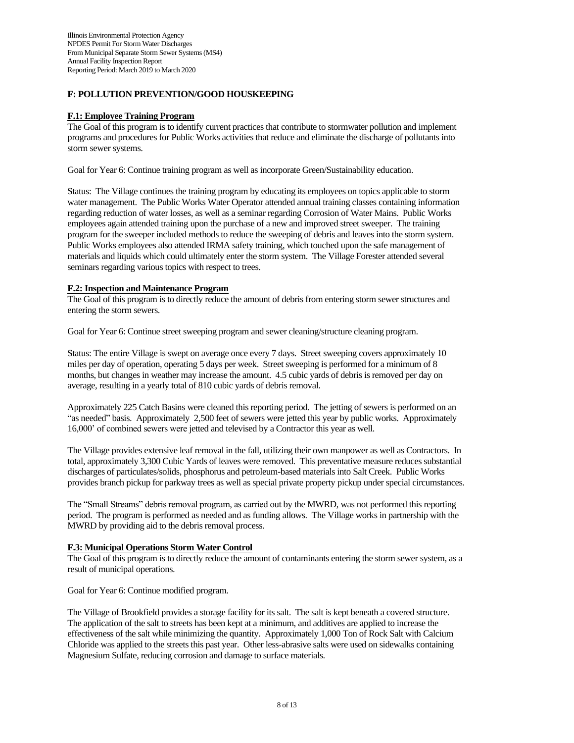Illinois Environmental Protection Agency
NPDES Permit For Storm Water Discharges
From Municipal Separate Storm Sewer Systems (MS4)
Annual Facility Inspection Report
Reporting Period: March 2019 to March 2020

## F: POLLUTION PREVENTION/GOOD HOUSKEEPING

### F.1: Employee Training Program

The Goal of this program is to identify current practices that contribute to stormwater pollution and implement programs and procedures for Public Works activities that reduce and eliminate the discharge of pollutants into storm sewer systems.

Goal for Year 6: Continue training program as well as incorporate Green/Sustainability education.

Status: The Village continues the training program by educating its employees on topics applicable to storm water management. The Public Works Water Operator attended annual training classes containing information regarding reduction of water losses, as well as a seminar regarding Corrosion of Water Mains. Public Works employees again attended training upon the purchase of a new and improved street sweeper. The training program for the sweeper included methods to reduce the sweeping of debris and leaves into the storm system. Public Works employees also attended IRMA safety training, which touched upon the safe management of materials and liquids which could ultimately enter the storm system. The Village Forester attended several seminars regarding various topics with respect to trees.

### F.2: Inspection and Maintenance Program

The Goal of this program is to directly reduce the amount of debris from entering storm sewer structures and entering the storm sewers.

Goal for Year 6: Continue street sweeping program and sewer cleaning/structure cleaning program.

Status: The entire Village is swept on average once every 7 days. Street sweeping covers approximately 10 miles per day of operation, operating 5 days per week. Street sweeping is performed for a minimum of 8 months, but changes in weather may increase the amount. 4.5 cubic yards of debris is removed per day on average, resulting in a yearly total of 810 cubic yards of debris removal.

Approximately 225 Catch Basins were cleaned this reporting period. The jetting of sewers is performed on an "as needed" basis. Approximately 2,500 feet of sewers were jetted this year by public works. Approximately 16,000' of combined sewers were jetted and televised by a Contractor this year as well.

The Village provides extensive leaf removal in the fall, utilizing their own manpower as well as Contractors. In total, approximately 3,300 Cubic Yards of leaves were removed. This preventative measure reduces substantial discharges of particulates/solids, phosphorus and petroleum-based materials into Salt Creek. Public Works provides branch pickup for parkway trees as well as special private property pickup under special circumstances.

The "Small Streams" debris removal program, as carried out by the MWRD, was not performed this reporting period. The program is performed as needed and as funding allows. The Village works in partnership with the MWRD by providing aid to the debris removal process.

### F.3: Municipal Operations Storm Water Control

The Goal of this program is to directly reduce the amount of contaminants entering the storm sewer system, as a result of municipal operations.

Goal for Year 6: Continue modified program.

The Village of Brookfield provides a storage facility for its salt. The salt is kept beneath a covered structure. The application of the salt to streets has been kept at a minimum, and additives are applied to increase the effectiveness of the salt while minimizing the quantity. Approximately 1,000 Ton of Rock Salt with Calcium Chloride was applied to the streets this past year. Other less-abrasive salts were used on sidewalks containing Magnesium Sulfate, reducing corrosion and damage to surface materials.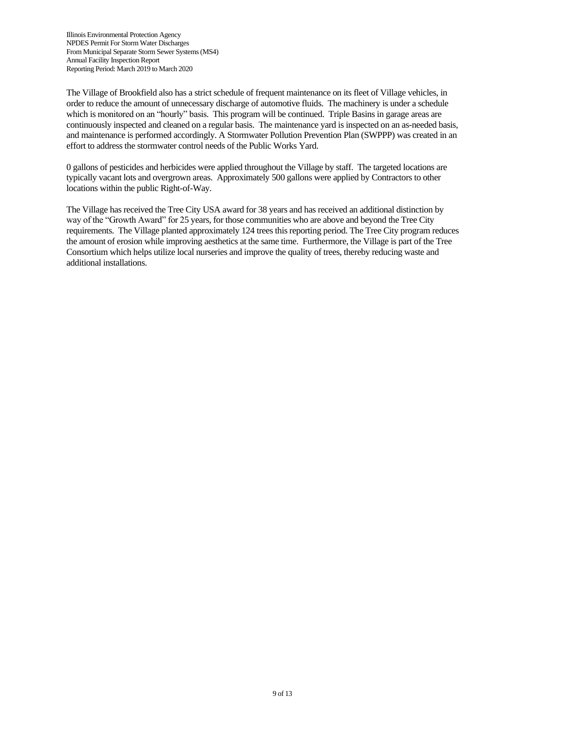The Village of Brookfield also has a strict schedule of frequent maintenance on its fleet of Village vehicles, in order to reduce the amount of unnecessary discharge of automotive fluids. The machinery is under a schedule which is monitored on an "hourly" basis. This program will be continued. Triple Basins in garage areas are continuously inspected and cleaned on a regular basis. The maintenance yard is inspected on an as-needed basis, and maintenance is performed accordingly. A Stormwater Pollution Prevention Plan (SWPPP) was created in an effort to address the stormwater control needs of the Public Works Yard.

0 gallons of pesticides and herbicides were applied throughout the Village by staff. The targeted locations are typically vacant lots and overgrown areas. Approximately 500 gallons were applied by Contractors to other locations within the public Right-of-Way.

The Village has received the Tree City USA award for 38 years and has received an additional distinction by way of the "Growth Award" for 25 years, for those communities who are above and beyond the Tree City requirements. The Village planted approximately 124 trees this reporting period. The Tree City program reduces the amount of erosion while improving aesthetics at the same time. Furthermore, the Village is part of the Tree Consortium which helps utilize local nurseries and improve the quality of trees, thereby reducing waste and additional installations.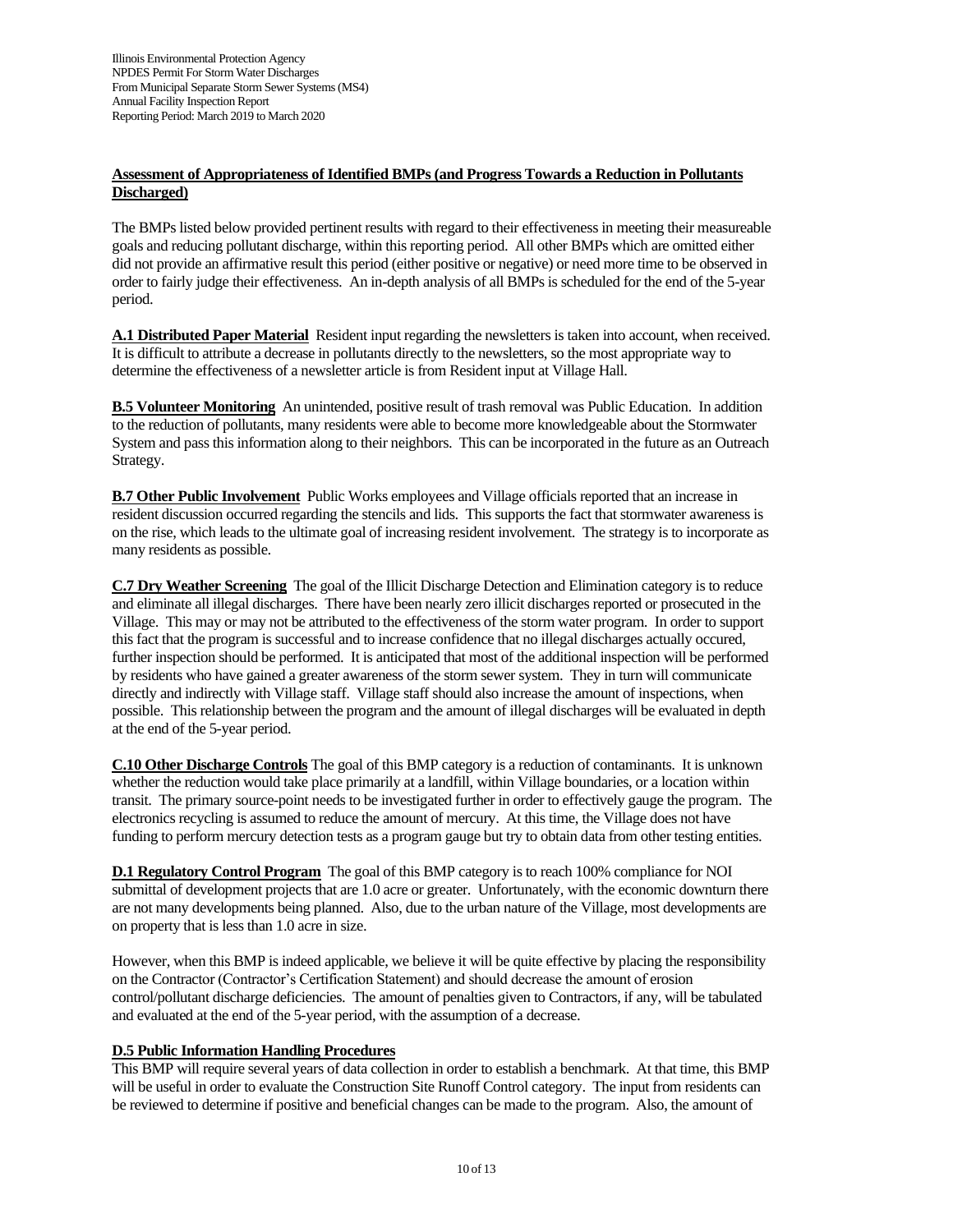**Assessment of Appropriateness of Identified BMPs (and Progress Towards a Reduction in Pollutants Discharged)**

The BMPs listed below provided pertinent results with regard to their effectiveness in meeting their measureable goals and reducing pollutant discharge, within this reporting period. All other BMPs which are omitted either did not provide an affirmative result this period (either positive or negative) or need more time to be observed in order to fairly judge their effectiveness. An in-depth analysis of all BMPs is scheduled for the end of the 5-year period.

**A.1 Distributed Paper Material** Resident input regarding the newsletters is taken into account, when received. It is difficult to attribute a decrease in pollutants directly to the newsletters, so the most appropriate way to determine the effectiveness of a newsletter article is from Resident input at Village Hall.

**B.5 Volunteer Monitoring** An unintended, positive result of trash removal was Public Education. In addition to the reduction of pollutants, many residents were able to become more knowledgeable about the Stormwater System and pass this information along to their neighbors. This can be incorporated in the future as an Outreach Strategy.

**B.7 Other Public Involvement** Public Works employees and Village officials reported that an increase in resident discussion occurred regarding the stencils and lids. This supports the fact that stormwater awareness is on the rise, which leads to the ultimate goal of increasing resident involvement. The strategy is to incorporate as many residents as possible.

**C.7 Dry Weather Screening** The goal of the Illicit Discharge Detection and Elimination category is to reduce and eliminate all illegal discharges. There have been nearly zero illicit discharges reported or prosecuted in the Village. This may or may not be attributed to the effectiveness of the storm water program. In order to support this fact that the program is successful and to increase confidence that no illegal discharges actually occured, further inspection should be performed. It is anticipated that most of the additional inspection will be performed by residents who have gained a greater awareness of the storm sewer system. They in turn will communicate directly and indirectly with Village staff. Village staff should also increase the amount of inspections, when possible. This relationship between the program and the amount of illegal discharges will be evaluated in depth at the end of the 5-year period.

**C.10 Other Discharge Controls** The goal of this BMP category is a reduction of contaminants. It is unknown whether the reduction would take place primarily at a landfill, within Village boundaries, or a location within transit. The primary source-point needs to be investigated further in order to effectively gauge the program. The electronics recycling is assumed to reduce the amount of mercury. At this time, the Village does not have funding to perform mercury detection tests as a program gauge but try to obtain data from other testing entities.

**D.1 Regulatory Control Program** The goal of this BMP category is to reach 100% compliance for NOI submittal of development projects that are 1.0 acre or greater. Unfortunately, with the economic downturn there are not many developments being planned. Also, due to the urban nature of the Village, most developments are on property that is less than 1.0 acre in size.

However, when this BMP is indeed applicable, we believe it will be quite effective by placing the responsibility on the Contractor (Contractor's Certification Statement) and should decrease the amount of erosion control/pollutant discharge deficiencies. The amount of penalties given to Contractors, if any, will be tabulated and evaluated at the end of the 5-year period, with the assumption of a decrease.

**D.5 Public Information Handling Procedures**

This BMP will require several years of data collection in order to establish a benchmark. At that time, this BMP will be useful in order to evaluate the Construction Site Runoff Control category. The input from residents can be reviewed to determine if positive and beneficial changes can be made to the program. Also, the amount of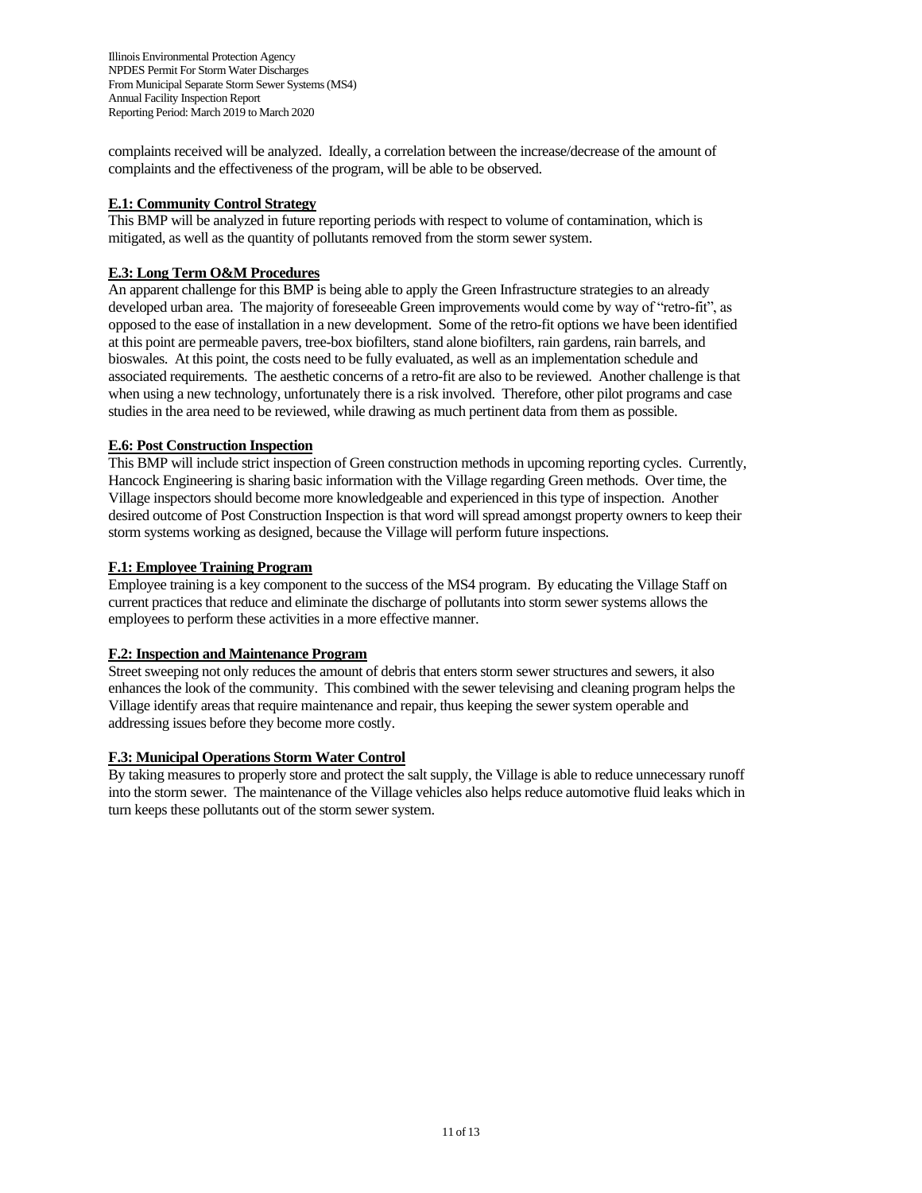complaints received will be analyzed. Ideally, a correlation between the increase/decrease of the amount of complaints and the effectiveness of the program, will be able to be observed.

**E.1: Community Control Strategy**

This BMP will be analyzed in future reporting periods with respect to volume of contamination, which is mitigated, as well as the quantity of pollutants removed from the storm sewer system.

**E.3: Long Term O&M Procedures**

An apparent challenge for this BMP is being able to apply the Green Infrastructure strategies to an already developed urban area. The majority of foreseeable Green improvements would come by way of "retro-fit", as opposed to the ease of installation in a new development. Some of the retro-fit options we have been identified at this point are permeable pavers, tree-box biofilters, stand alone biofilters, rain gardens, rain barrels, and bioswales. At this point, the costs need to be fully evaluated, as well as an implementation schedule and associated requirements. The aesthetic concerns of a retro-fit are also to be reviewed. Another challenge is that when using a new technology, unfortunately there is a risk involved. Therefore, other pilot programs and case studies in the area need to be reviewed, while drawing as much pertinent data from them as possible.

**E.6: Post Construction Inspection**

This BMP will include strict inspection of Green construction methods in upcoming reporting cycles. Currently, Hancock Engineering is sharing basic information with the Village regarding Green methods. Over time, the Village inspectors should become more knowledgeable and experienced in this type of inspection. Another desired outcome of Post Construction Inspection is that word will spread amongst property owners to keep their storm systems working as designed, because the Village will perform future inspections.

**F.1: Employee Training Program**

Employee training is a key component to the success of the MS4 program. By educating the Village Staff on current practices that reduce and eliminate the discharge of pollutants into storm sewer systems allows the employees to perform these activities in a more effective manner.

**F.2: Inspection and Maintenance Program**

Street sweeping not only reduces the amount of debris that enters storm sewer structures and sewers, it also enhances the look of the community. This combined with the sewer televising and cleaning program helps the Village identify areas that require maintenance and repair, thus keeping the sewer system operable and addressing issues before they become more costly.

**F.3: Municipal Operations Storm Water Control**

By taking measures to properly store and protect the salt supply, the Village is able to reduce unnecessary runoff into the storm sewer. The maintenance of the Village vehicles also helps reduce automotive fluid leaks which in turn keeps these pollutants out of the storm sewer system.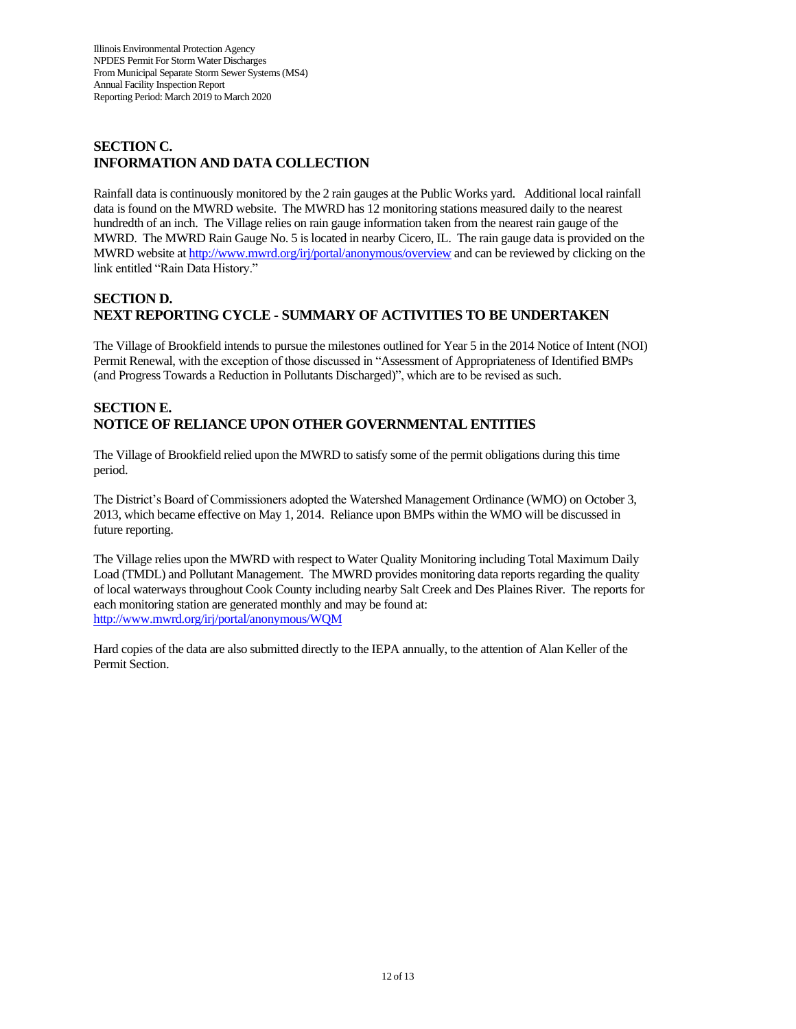## SECTION C.
## INFORMATION AND DATA COLLECTION

Rainfall data is continuously monitored by the 2 rain gauges at the Public Works yard. Additional local rainfall data is found on the MWRD website. The MWRD has 12 monitoring stations measured daily to the nearest hundredth of an inch. The Village relies on rain gauge information taken from the nearest rain gauge of the MWRD. The MWRD Rain Gauge No. 5 is located in nearby Cicero, IL. The rain gauge data is provided on the MWRD website at http://www.mwrd.org/irj/portal/anonymous/overview and can be reviewed by clicking on the link entitled "Rain Data History."

## SECTION D.
## NEXT REPORTING CYCLE - SUMMARY OF ACTIVITIES TO BE UNDERTAKEN

The Village of Brookfield intends to pursue the milestones outlined for Year 5 in the 2014 Notice of Intent (NOI) Permit Renewal, with the exception of those discussed in "Assessment of Appropriateness of Identified BMPs (and Progress Towards a Reduction in Pollutants Discharged)", which are to be revised as such.

## SECTION E.
## NOTICE OF RELIANCE UPON OTHER GOVERNMENTAL ENTITIES

The Village of Brookfield relied upon the MWRD to satisfy some of the permit obligations during this time period.

The District's Board of Commissioners adopted the Watershed Management Ordinance (WMO) on October 3, 2013, which became effective on May 1, 2014. Reliance upon BMPs within the WMO will be discussed in future reporting.

The Village relies upon the MWRD with respect to Water Quality Monitoring including Total Maximum Daily Load (TMDL) and Pollutant Management. The MWRD provides monitoring data reports regarding the quality of local waterways throughout Cook County including nearby Salt Creek and Des Plaines River. The reports for each monitoring station are generated monthly and may be found at:
http://www.mwrd.org/irj/portal/anonymous/WQM

Hard copies of the data are also submitted directly to the IEPA annually, to the attention of Alan Keller of the Permit Section.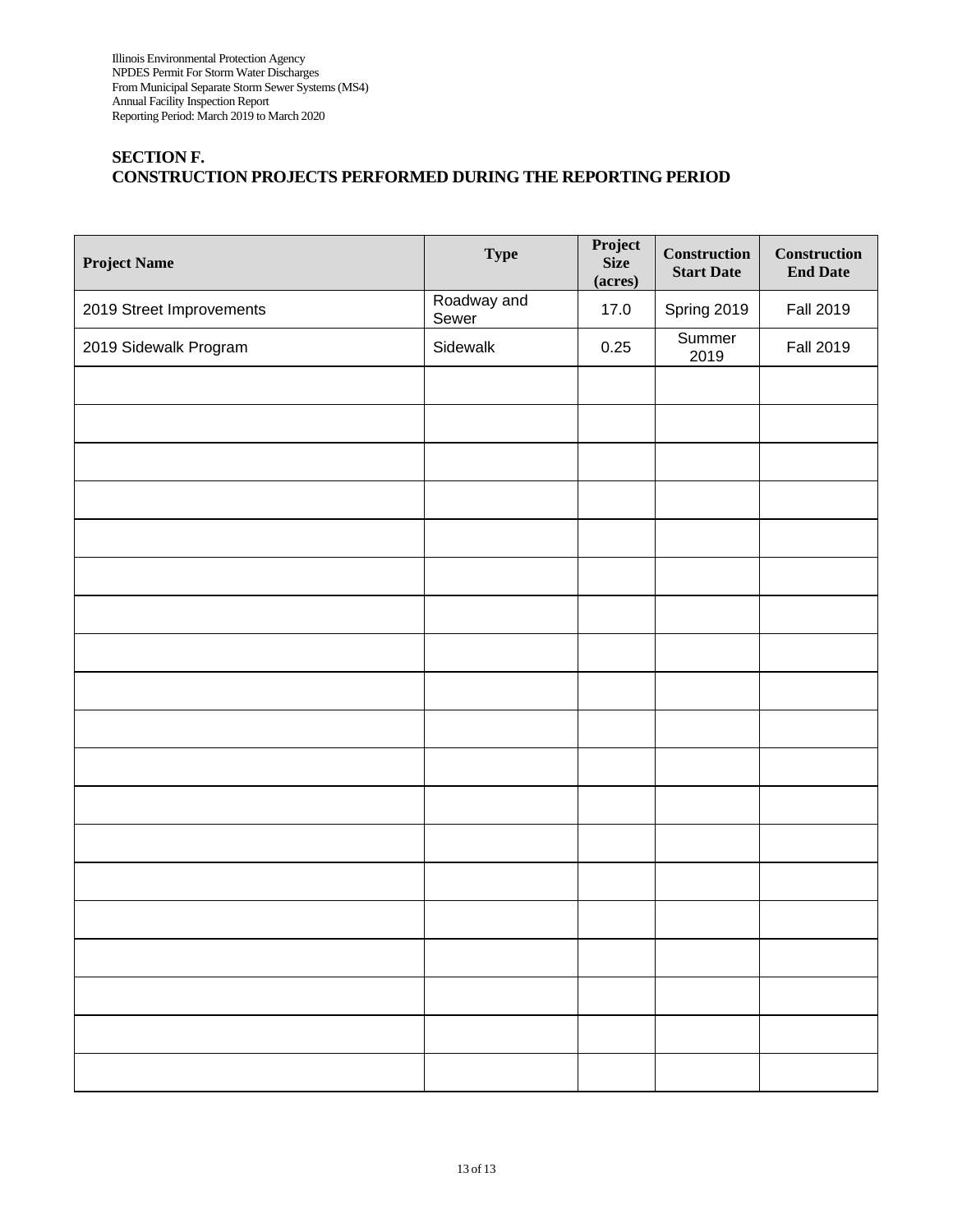Illinois Environmental Protection Agency
NPDES Permit For Storm Water Discharges
From Municipal Separate Storm Sewer Systems (MS4)
Annual Facility Inspection Report
Reporting Period: March 2019 to March 2020

## SECTION F.
## CONSTRUCTION PROJECTS PERFORMED DURING THE REPORTING PERIOD

| Project Name | Type | Project Size (acres) | Construction Start Date | Construction End Date |
|---|---|---|---|---|
| 2019 Street Improvements | Roadway and Sewer | 17.0 | Spring 2019 | Fall 2019 |
| 2019 Sidewalk Program | Sidewalk | 0.25 | Summer 2019 | Fall 2019 |
| | | | | |
| | | | | |
| | | | | |
| | | | | |
| | | | | |
| | | | | |
| | | | | |
| | | | | |
| | | | | |
| | | | | |
| | | | | |
| | | | | |
| | | | | |
| | | | | |
| | | | | |
| | | | | |
| | | | | |
| | | | | |